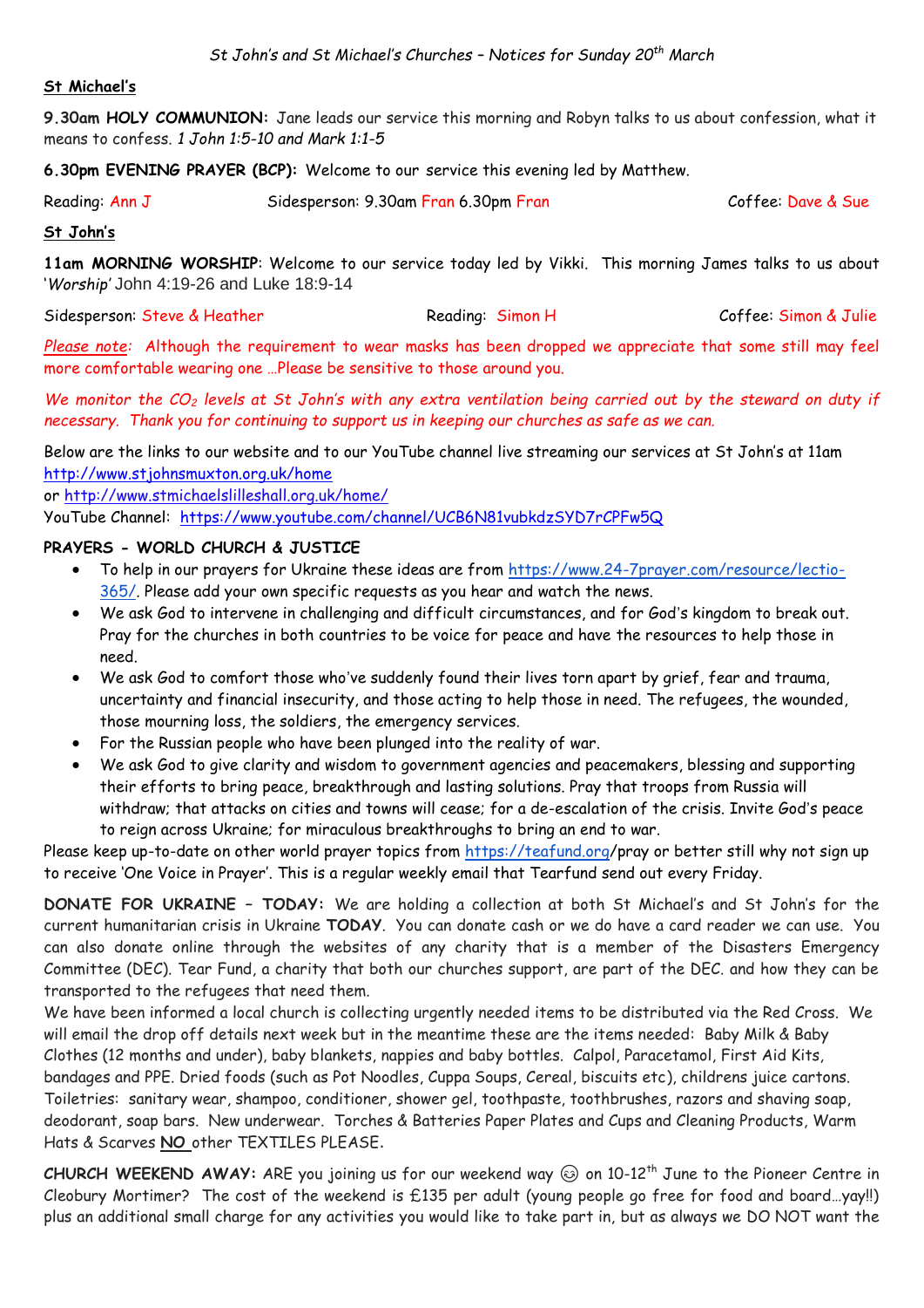*St John's and St Michael's Churches – Notices for Sunday 20th March*

**St Michael's**

**9.30am HOLY COMMUNION:** Jane leads our service this morning and Robyn talks to us about confession, what it means to confess. *1 John 1:5-10 and Mark 1:1-5*

**6.30pm EVENING PRAYER (BCP):** Welcome to our service this evening led by Matthew.

Reading: Ann J    Sidesperson: 9.30am Fran 6.30pm Fran    Coffee: Dave & Sue

**St John's**

**11am MORNING WORSHIP**: Welcome to our service today led by Vikki. This morning James talks to us about '*Worship*' John 4:19-26 and Luke 18:9-14

Sidesperson: Steve & Heather    Reading: Simon H    Coffee: Simon & Julie

*Please note*: Although the requirement to wear masks has been dropped we appreciate that some still may feel more comfortable wearing one …Please be sensitive to those around you.

*We monitor the $CO_2$ levels at St John's with any extra ventilation being carried out by the steward on duty if necessary. Thank you for continuing to support us in keeping our churches as safe as we can.*

Below are the links to our website and to our YouTube channel live streaming our services at St John's at 11am
http://www.stjohnsmuxton.org.uk/home
or http://www.stmichaelslilleshall.org.uk/home/
YouTube Channel: https://www.youtube.com/channel/UCB6N81vubkdzSYD7rCPFw5Q

**PRAYERS - WORLD CHURCH & JUSTICE**

- To help in our prayers for Ukraine these ideas are from https://www.24-7prayer.com/resource/lectio-365/. Please add your own specific requests as you hear and watch the news.
- We ask God to intervene in challenging and difficult circumstances, and for God's kingdom to break out. Pray for the churches in both countries to be voice for peace and have the resources to help those in need.
- We ask God to comfort those who've suddenly found their lives torn apart by grief, fear and trauma, uncertainty and financial insecurity, and those acting to help those in need. The refugees, the wounded, those mourning loss, the soldiers, the emergency services.
- For the Russian people who have been plunged into the reality of war.
- We ask God to give clarity and wisdom to government agencies and peacemakers, blessing and supporting their efforts to bring peace, breakthrough and lasting solutions. Pray that troops from Russia will withdraw; that attacks on cities and towns will cease; for a de-escalation of the crisis. Invite God's peace to reign across Ukraine; for miraculous breakthroughs to bring an end to war.

Please keep up-to-date on other world prayer topics from https://teafund.org/pray or better still why not sign up to receive 'One Voice in Prayer'. This is a regular weekly email that Tearfund send out every Friday.

**DONATE FOR UKRAINE – TODAY:** We are holding a collection at both St Michael's and St John's for the current humanitarian crisis in Ukraine **TODAY**. You can donate cash or we do have a card reader we can use. You can also donate online through the websites of any charity that is a member of the Disasters Emergency Committee (DEC). Tear Fund, a charity that both our churches support, are part of the DEC. and how they can be transported to the refugees that need them.

We have been informed a local church is collecting urgently needed items to be distributed via the Red Cross. We will email the drop off details next week but in the meantime these are the items needed: Baby Milk & Baby Clothes (12 months and under), baby blankets, nappies and baby bottles. Calpol, Paracetamol, First Aid Kits, bandages and PPE. Dried foods (such as Pot Noodles, Cuppa Soups, Cereal, biscuits etc), childrens juice cartons. Toiletries: sanitary wear, shampoo, conditioner, shower gel, toothpaste, toothbrushes, razors and shaving soap, deodorant, soap bars. New underwear. Torches & Batteries Paper Plates and Cups and Cleaning Products, Warm Hats & Scarves **NO** other TEXTILES PLEASE.

**CHURCH WEEKEND AWAY:** ARE you joining us for our weekend way 😊 on 10-12th June to the Pioneer Centre in Cleobury Mortimer? The cost of the weekend is £135 per adult (young people go free for food and board…yay!!) plus an additional small charge for any activities you would like to take part in, but as always we DO NOT want the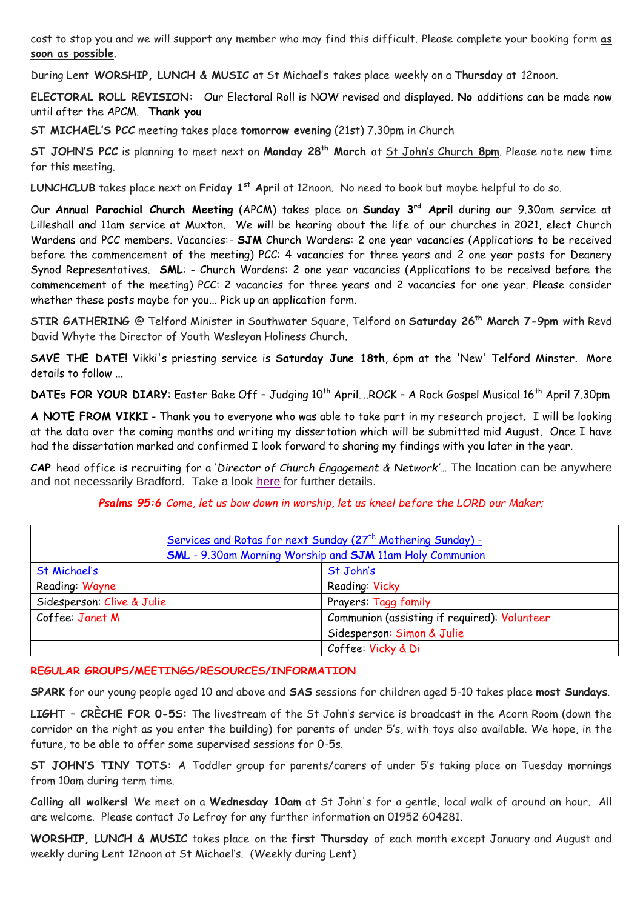cost to stop you and we will support any member who may find this difficult. Please complete your booking form **as soon as possible**.

During Lent **WORSHIP, LUNCH & MUSIC** at St Michael's takes place weekly on a **Thursday** at 12noon.

**ELECTORAL ROLL REVISION:** Our Electoral Roll is NOW revised and displayed. **No** additions can be made now until after the APCM. **Thank you**

**ST MICHAEL'S PCC** meeting takes place **tomorrow evening** (21st) 7.30pm in Church

**ST JOHN'S PCC** is planning to meet next on **Monday 28th March** at St John's Church **8pm**. Please note new time for this meeting.

**LUNCHCLUB** takes place next on **Friday 1st April** at 12noon. No need to book but maybe helpful to do so.

Our **Annual Parochial Church Meeting** (APCM) takes place on **Sunday 3rd April** during our 9.30am service at Lilleshall and 11am service at Muxton. We will be hearing about the life of our churches in 2021, elect Church Wardens and PCC members. Vacancies:- **SJM** Church Wardens: 2 one year vacancies (Applications to be received before the commencement of the meeting) PCC: 4 vacancies for three years and 2 one year posts for Deanery Synod Representatives. **SML**: - Church Wardens: 2 one year vacancies (Applications to be received before the commencement of the meeting) PCC: 2 vacancies for three years and 2 vacancies for one year. Please consider whether these posts maybe for you... Pick up an application form.

**STIR GATHERING** @ Telford Minister in Southwater Square, Telford on **Saturday 26th March 7-9pm** with Revd David Whyte the Director of Youth Wesleyan Holiness Church.

**SAVE THE DATE!** Vikki's priesting service is **Saturday June 18th**, 6pm at the 'New' Telford Minster. More details to follow ...

**DATEs FOR YOUR DIARY**: Easter Bake Off – Judging 10th April....ROCK – A Rock Gospel Musical 16th April 7.30pm

**A NOTE FROM VIKKI** - Thank you to everyone who was able to take part in my research project. I will be looking at the data over the coming months and writing my dissertation which will be submitted mid August. Once I have had the dissertation marked and confirmed I look forward to sharing my findings with you later in the year.

***CAP*** head office is recruiting for a '*Director of Church Engagement & Network*'... The location can be anywhere and not necessarily Bradford. Take a look here for further details.

***Psalms 95:6*** *Come, let us bow down in worship, let us kneel before the LORD our Maker;*

| Services and Rotas for next Sunday (27th Mothering Sunday) - **SML** - 9.30am Morning Worship and **SJM** 11am Holy Communion | |
|---|---|
| St Michael's | St John's |
| Reading: Wayne | Reading: Vicky |
| Sidesperson: Clive & Julie | Prayers: Tagg family |
| Coffee: Janet M | Communion (assisting if required): Volunteer |
| | Sidesperson: Simon & Julie |
| | Coffee: Vicky & Di |

## REGULAR GROUPS/MEETINGS/RESOURCES/INFORMATION

**SPARK** for our young people aged 10 and above and **SAS** sessions for children aged 5-10 takes place **most Sundays**.

**LIGHT – CRÈCHE FOR 0-5S:** The livestream of the St John's service is broadcast in the Acorn Room (down the corridor on the right as you enter the building) for parents of under 5's, with toys also available. We hope, in the future, to be able to offer some supervised sessions for 0-5s.

**ST JOHN'S TINY TOTS:** A Toddler group for parents/carers of under 5's taking place on Tuesday mornings from 10am during term time.

**Calling all walkers!** We meet on a **Wednesday 10am** at St John's for a gentle, local walk of around an hour. All are welcome. Please contact Jo Lefroy for any further information on 01952 604281.

**WORSHIP, LUNCH & MUSIC** takes place on the **first Thursday** of each month except January and August and weekly during Lent 12noon at St Michael's. (Weekly during Lent)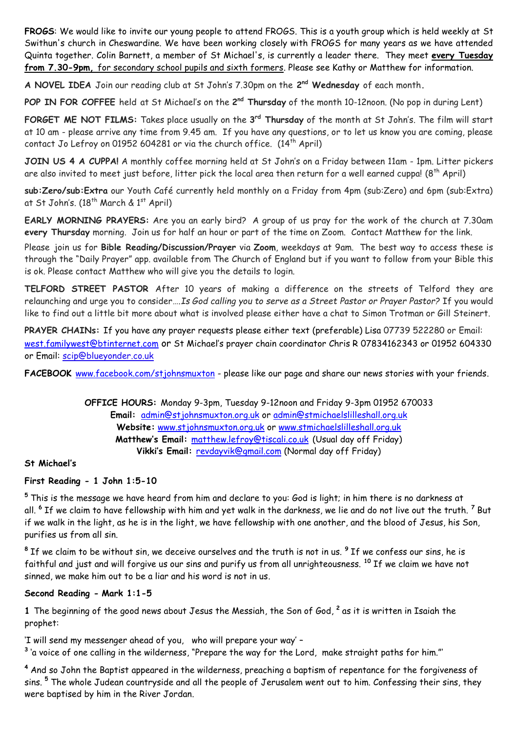**FROGS**: We would like to invite our young people to attend FROGS. This is a youth group which is held weekly at St Swithun's church in Cheswardine. We have been working closely with FROGS for many years as we have attended Quinta together. Colin Barnett, a member of St Michael's, is currently a leader there. They meet **every Tuesday from 7.30-9pm,** for secondary school pupils and sixth formers. Please see Kathy or Matthew for information.

**A NOVEL IDEA** Join our reading club at St John's 7.30pm on the **2nd Wednesday** of each month.

**POP IN FOR COFFEE** held at St Michael's on the **2nd Thursday** of the month 10-12noon. (No pop in during Lent)

**FORGET ME NOT FILMS:** Takes place usually on the **3rd Thursday** of the month at St John's. The film will start at 10 am - please arrive any time from 9.45 am. If you have any questions, or to let us know you are coming, please contact Jo Lefroy on 01952 604281 or via the church office. (14th April)

**JOIN US 4 A CUPPA!** A monthly coffee morning held at St John's on a Friday between 11am - 1pm. Litter pickers are also invited to meet just before, litter pick the local area then return for a well earned cuppa! (8th April)

**sub:Zero/sub:Extra** our Youth Café currently held monthly on a Friday from 4pm (sub:Zero) and 6pm (sub:Extra) at St John's. (18th March & 1st April)

**EARLY MORNING PRAYERS:** Are you an early bird? A group of us pray for the work of the church at 7.30am **every Thursday** morning. Join us for half an hour or part of the time on Zoom. Contact Matthew for the link.

Please join us for **Bible Reading/Discussion/Prayer** via **Zoom**, weekdays at 9am. The best way to access these is through the "Daily Prayer" app. available from The Church of England but if you want to follow from your Bible this is ok. Please contact Matthew who will give you the details to login.

**TELFORD STREET PASTOR** After 10 years of making a difference on the streets of Telford they are relaunching and urge you to consider….*Is God calling you to serve as a Street Pastor or Prayer Pastor?* If you would like to find out a little bit more about what is involved please either have a chat to Simon Trotman or Gill Steinert.

**PRAYER CHAINs:** If you have any prayer requests please either text (preferable) Lisa 07739 522280 or Email: west.familywest@btinternet.com or St Michael's prayer chain coordinator Chris R 07834162343 or 01952 604330 or Email: scip@blueyonder.co.uk

**FACEBOOK** www.facebook.com/stjohnsmuxton - please like our page and share our news stories with your friends.

**OFFICE HOURS:** Monday 9-3pm, Tuesday 9-12noon and Friday 9-3pm 01952 670033
**Email:** admin@stjohnsmuxton.org.uk or admin@stmichaelslilleshall.org.uk
**Website:** www.stjohnsmuxton.org.uk or www.stmichaelslilleshall.org.uk
**Matthew's Email:** matthew.lefroy@tiscali.co.uk (Usual day off Friday)
**Vikki's Email:** revdayvik@gmail.com (Normal day off Friday)

**St Michael's**

**First Reading - 1 John 1:5-10**

5 This is the message we have heard from him and declare to you: God is light; in him there is no darkness at all. 6 If we claim to have fellowship with him and yet walk in the darkness, we lie and do not live out the truth. 7 But if we walk in the light, as he is in the light, we have fellowship with one another, and the blood of Jesus, his Son, purifies us from all sin.

8 If we claim to be without sin, we deceive ourselves and the truth is not in us. 9 If we confess our sins, he is faithful and just and will forgive us our sins and purify us from all unrighteousness. 10 If we claim we have not sinned, we make him out to be a liar and his word is not in us.

**Second Reading - Mark 1:1-5**

**1** The beginning of the good news about Jesus the Messiah, the Son of God, 2 as it is written in Isaiah the prophet:

'I will send my messenger ahead of you, who will prepare your way' –
3 'a voice of one calling in the wilderness, "Prepare the way for the Lord, make straight paths for him."'

4 And so John the Baptist appeared in the wilderness, preaching a baptism of repentance for the forgiveness of sins. 5 The whole Judean countryside and all the people of Jerusalem went out to him. Confessing their sins, they were baptised by him in the River Jordan.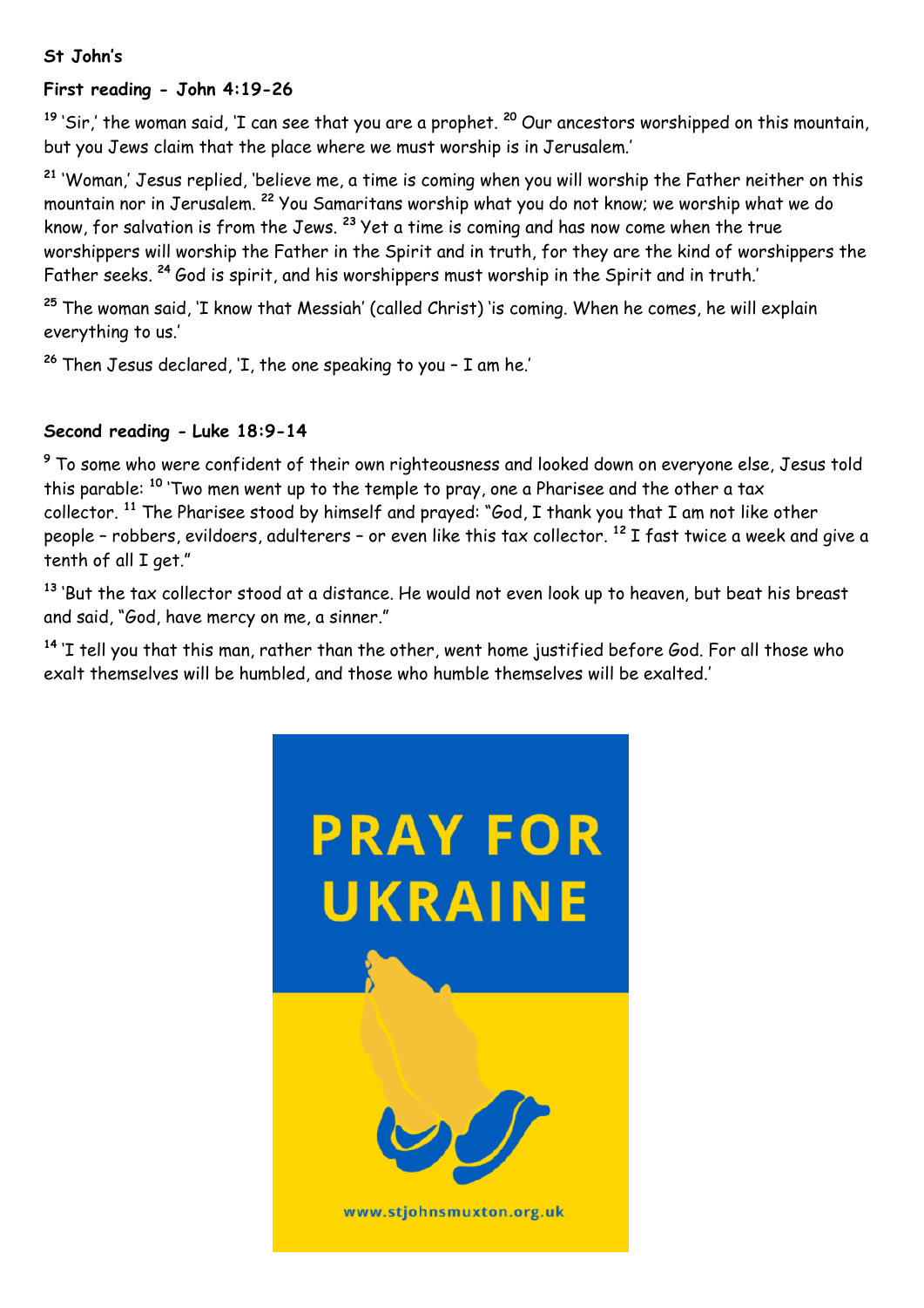**St John's**

**First reading - John 4:19-26**

[19] 'Sir,' the woman said, 'I can see that you are a prophet. [20] Our ancestors worshipped on this mountain, but you Jews claim that the place where we must worship is in Jerusalem.'

[21] 'Woman,' Jesus replied, 'believe me, a time is coming when you will worship the Father neither on this mountain nor in Jerusalem. [22] You Samaritans worship what you do not know; we worship what we do know, for salvation is from the Jews. [23] Yet a time is coming and has now come when the true worshippers will worship the Father in the Spirit and in truth, for they are the kind of worshippers the Father seeks. [24] God is spirit, and his worshippers must worship in the Spirit and in truth.'

[25] The woman said, 'I know that Messiah' (called Christ) 'is coming. When he comes, he will explain everything to us.'

[26] Then Jesus declared, 'I, the one speaking to you – I am he.'

**Second reading - Luke 18:9-14**

[9] To some who were confident of their own righteousness and looked down on everyone else, Jesus told this parable: [10] 'Two men went up to the temple to pray, one a Pharisee and the other a tax collector. [11] The Pharisee stood by himself and prayed: "God, I thank you that I am not like other people – robbers, evildoers, adulterers – or even like this tax collector. [12] I fast twice a week and give a tenth of all I get."

[13] 'But the tax collector stood at a distance. He would not even look up to heaven, but beat his breast and said, "God, have mercy on me, a sinner."

[14] 'I tell you that this man, rather than the other, went home justified before God. For all those who exalt themselves will be humbled, and those who humble themselves will be exalted.'

PRAY FOR UKRAINE

www.stjohnsmuxton.org.uk